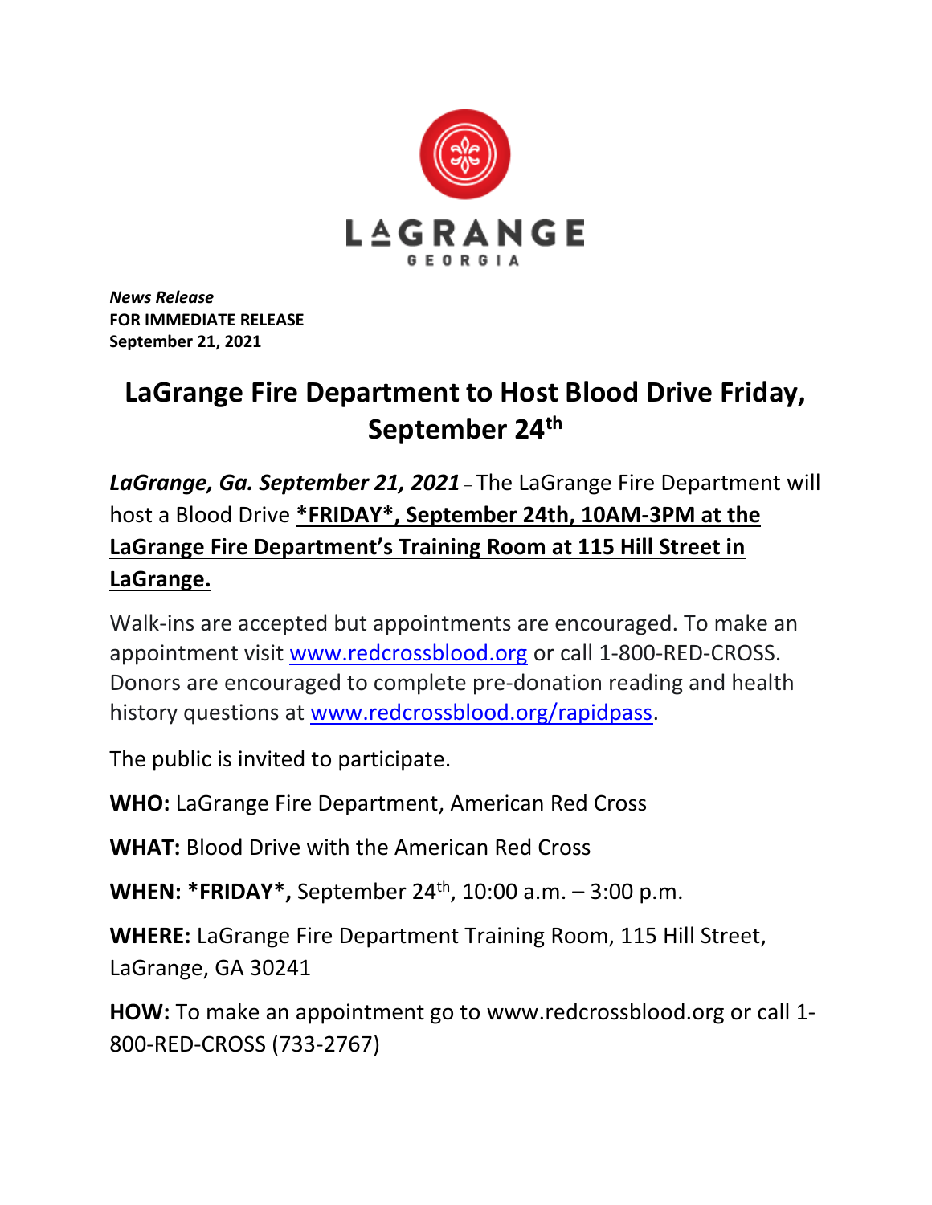LAGRANGE
GEORGIA

***News Release***
**FOR IMMEDIATE RELEASE**
**September 21, 2021**

# LaGrange Fire Department to Host Blood Drive Friday, September 24th

***LaGrange, Ga. September 21, 2021*** – The LaGrange Fire Department will host a Blood Drive **<u>*FRIDAY*, September 24th, 10AM-3PM at the LaGrange Fire Department's Training Room at 115 Hill Street in LaGrange.</u>**

Walk-ins are accepted but appointments are encouraged. To make an appointment visit [www.redcrossblood.org](http://www.redcrossblood.org) or call 1-800-RED-CROSS. Donors are encouraged to complete pre-donation reading and health history questions at [www.redcrossblood.org/rapidpass](http://www.redcrossblood.org/rapidpass).

The public is invited to participate.

**WHO:** LaGrange Fire Department, American Red Cross

**WHAT:** Blood Drive with the American Red Cross

**WHEN: *FRIDAY*,** September 24th, 10:00 a.m. – 3:00 p.m.

**WHERE:** LaGrange Fire Department Training Room, 115 Hill Street, LaGrange, GA 30241

**HOW:** To make an appointment go to www.redcrossblood.org or call 1-800-RED-CROSS (733-2767)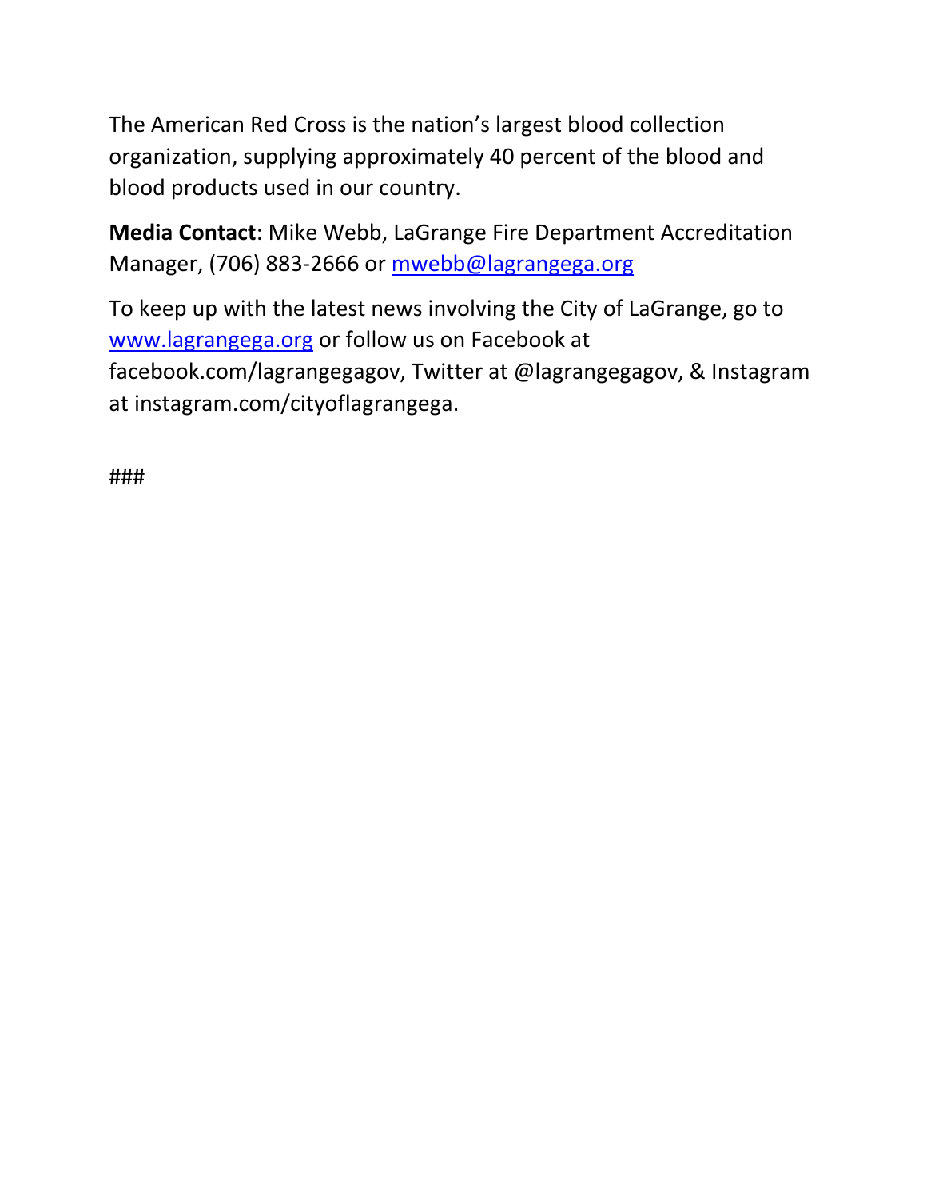The American Red Cross is the nation's largest blood collection organization, supplying approximately 40 percent of the blood and blood products used in our country.

**Media Contact**: Mike Webb, LaGrange Fire Department Accreditation Manager, (706) 883-2666 or [mwebb@lagrangega.org](mailto:mwebb@lagrangega.org)

To keep up with the latest news involving the City of LaGrange, go to [www.lagrangega.org](http://www.lagrangega.org) or follow us on Facebook at facebook.com/lagrangegagov, Twitter at @lagrangegagov, & Instagram at instagram.com/cityoflagrangega.

###